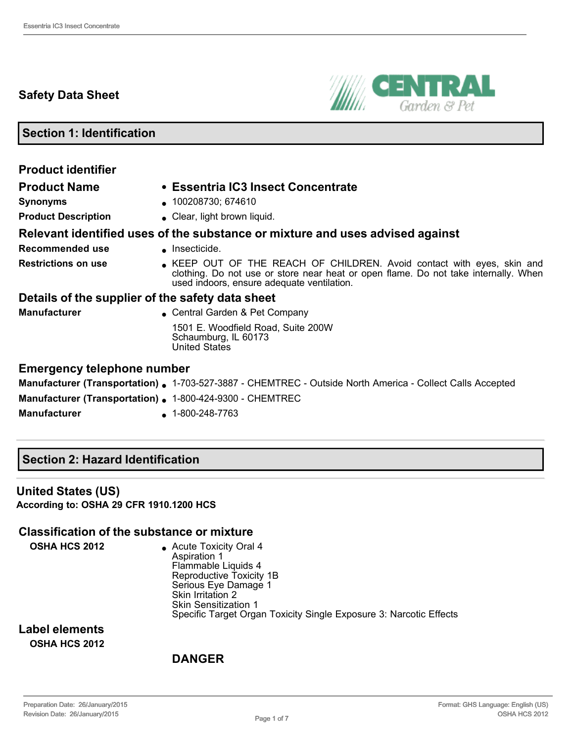# Safety Data Sheet

## Section 1: Identification

### Product identifier

**Product Name**
- **Essentria IC3 Insect Concentrate**

**Synonyms**
- 100208730; 674610

**Product Description**
- Clear, light brown liquid.

### Relevant identified uses of the substance or mixture and uses advised against

**Recommended use**
- Insecticide.

**Restrictions on use**
- KEEP OUT OF THE REACH OF CHILDREN. Avoid contact with eyes, skin and clothing. Do not use or store near heat or open flame. Do not take internally. When used indoors, ensure adequate ventilation.

### Details of the supplier of the safety data sheet

**Manufacturer**
- Central Garden & Pet Company

  1501 E. Woodfield Road, Suite 200W
  Schaumburg, IL 60173
  United States

### Emergency telephone number

**Manufacturer (Transportation)**
- 1-703-527-3887 - CHEMTREC - Outside North America - Collect Calls Accepted

**Manufacturer (Transportation)**
- 1-800-424-9300 - CHEMTREC

**Manufacturer**
- 1-800-248-7763

## Section 2: Hazard Identification

### United States (US)

**According to: OSHA 29 CFR 1910.1200 HCS**

### Classification of the substance or mixture

**OSHA HCS 2012**
- Acute Toxicity Oral 4
  Aspiration 1
  Flammable Liquids 4
  Reproductive Toxicity 1B
  Serious Eye Damage 1
  Skin Irritation 2
  Skin Sensitization 1
  Specific Target Organ Toxicity Single Exposure 3: Narcotic Effects

### Label elements

**OSHA HCS 2012**

**DANGER**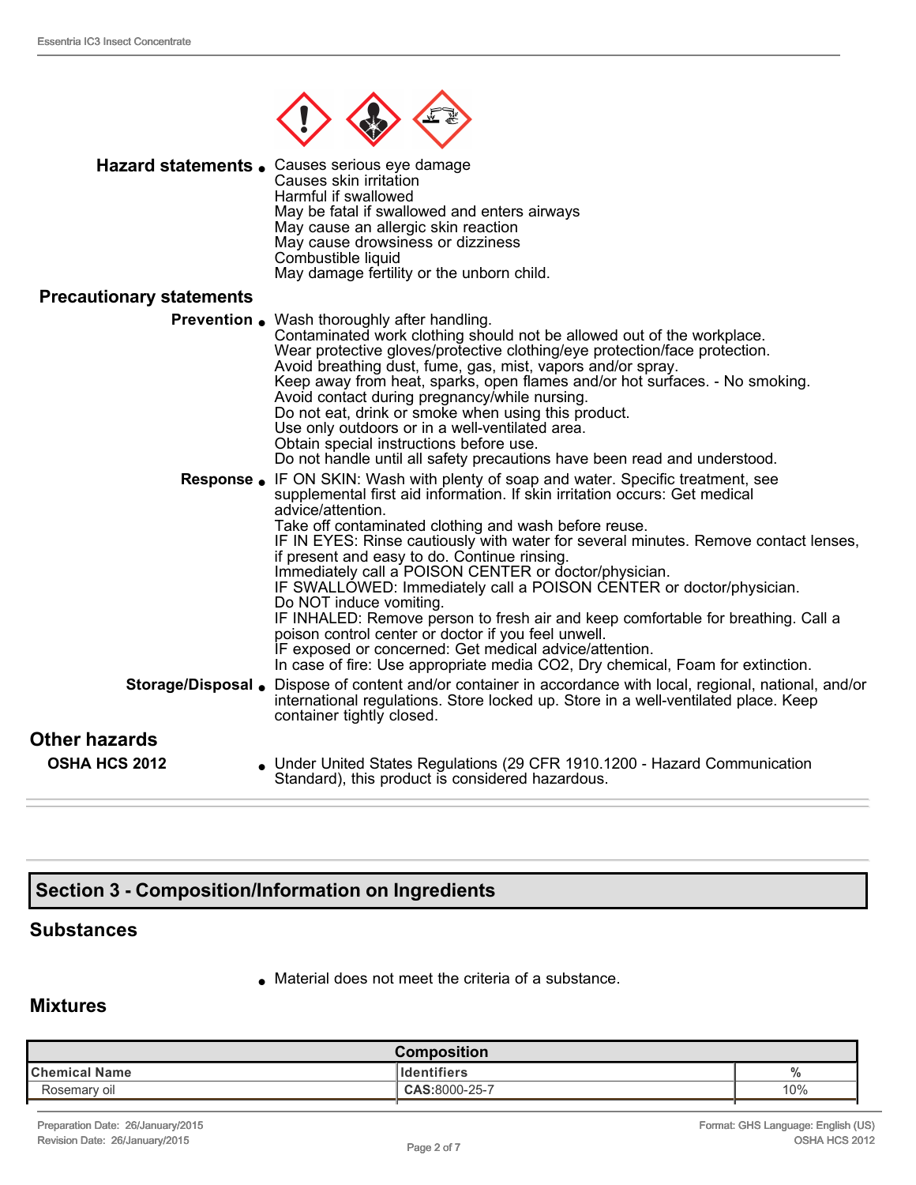**Hazard statements**
- Causes serious eye damage
  Causes skin irritation
  Harmful if swallowed
  May be fatal if swallowed and enters airways
  May cause an allergic skin reaction
  May cause drowsiness or dizziness
  Combustible liquid
  May damage fertility or the unborn child.

## Precautionary statements

**Prevention**
- Wash thoroughly after handling.
  Contaminated work clothing should not be allowed out of the workplace.
  Wear protective gloves/protective clothing/eye protection/face protection.
  Avoid breathing dust, fume, gas, mist, vapors and/or spray.
  Keep away from heat, sparks, open flames and/or hot surfaces. - No smoking.
  Avoid contact during pregnancy/while nursing.
  Do not eat, drink or smoke when using this product.
  Use only outdoors or in a well-ventilated area.
  Obtain special instructions before use.
  Do not handle until all safety precautions have been read and understood.

**Response**
- IF ON SKIN: Wash with plenty of soap and water. Specific treatment, see supplemental first aid information. If skin irritation occurs: Get medical advice/attention.
  Take off contaminated clothing and wash before reuse.
  IF IN EYES: Rinse cautiously with water for several minutes. Remove contact lenses, if present and easy to do. Continue rinsing.
  Immediately call a POISON CENTER or doctor/physician.
  IF SWALLOWED: Immediately call a POISON CENTER or doctor/physician.
  Do NOT induce vomiting.
  IF INHALED: Remove person to fresh air and keep comfortable for breathing. Call a poison control center or doctor if you feel unwell.
  IF exposed or concerned: Get medical advice/attention.
  In case of fire: Use appropriate media CO2, Dry chemical, Foam for extinction.

**Storage/Disposal**
- Dispose of content and/or container in accordance with local, regional, national, and/or international regulations. Store locked up. Store in a well-ventilated place. Keep container tightly closed.

## Other hazards

**OSHA HCS 2012**
- Under United States Regulations (29 CFR 1910.1200 - Hazard Communication Standard), this product is considered hazardous.

# Section 3 - Composition/Information on Ingredients

## Substances

- Material does not meet the criteria of a substance.

## Mixtures

| Composition | | |
|---|---|---|
| **Chemical Name** | **Identifiers** | **%** |
| Rosemary oil | **CAS**:8000-25-7 | 10% |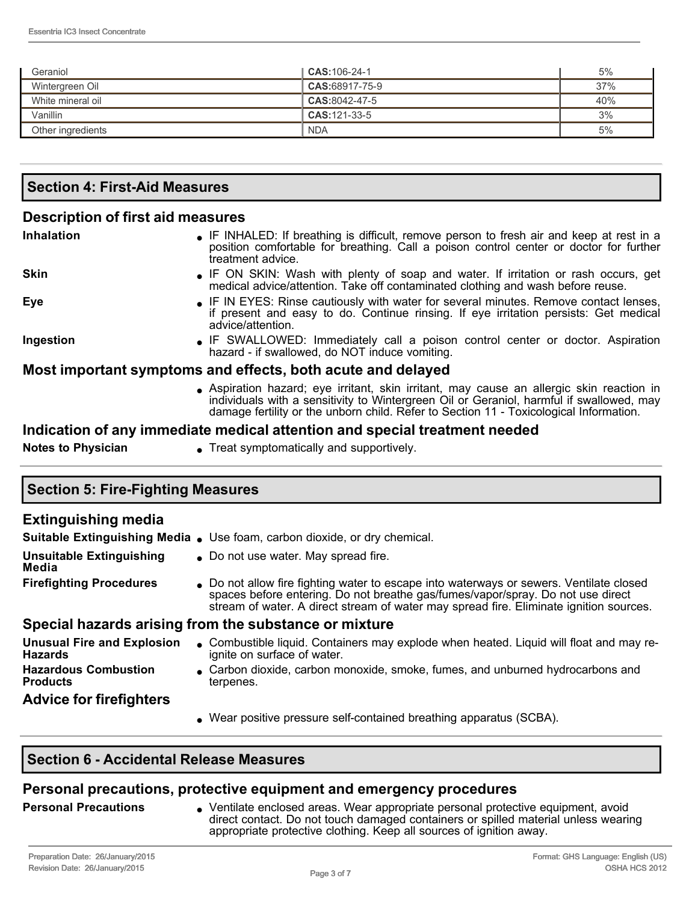| Geraniol | **CAS:**106-24-1 | 5% |
|---|---|---|
| Wintergreen Oil | **CAS:**68917-75-9 | 37% |
| White mineral oil | **CAS:**8042-47-5 | 40% |
| Vanillin | **CAS:**121-33-5 | 3% |
| Other ingredients | NDA | 5% |

## Section 4: First-Aid Measures

### Description of first aid measures

**Inhalation**
- IF INHALED: If breathing is difficult, remove person to fresh air and keep at rest in a position comfortable for breathing. Call a poison control center or doctor for further treatment advice.

**Skin**
- IF ON SKIN: Wash with plenty of soap and water. If irritation or rash occurs, get medical advice/attention. Take off contaminated clothing and wash before reuse.

**Eye**
- IF IN EYES: Rinse cautiously with water for several minutes. Remove contact lenses, if present and easy to do. Continue rinsing. If eye irritation persists: Get medical advice/attention.

**Ingestion**
- IF SWALLOWED: Immediately call a poison control center or doctor. Aspiration hazard - if swallowed, do NOT induce vomiting.

### Most important symptoms and effects, both acute and delayed

- Aspiration hazard; eye irritant, skin irritant, may cause an allergic skin reaction in individuals with a sensitivity to Wintergreen Oil or Geraniol, harmful if swallowed, may damage fertility or the unborn child. Refer to Section 11 - Toxicological Information.

### Indication of any immediate medical attention and special treatment needed

**Notes to Physician**
- Treat symptomatically and supportively.

## Section 5: Fire-Fighting Measures

### Extinguishing media

**Suitable Extinguishing Media**
- Use foam, carbon dioxide, or dry chemical.

**Unsuitable Extinguishing Media**
- Do not use water. May spread fire.

**Firefighting Procedures**
- Do not allow fire fighting water to escape into waterways or sewers. Ventilate closed spaces before entering. Do not breathe gas/fumes/vapor/spray. Do not use direct stream of water. A direct stream of water may spread fire. Eliminate ignition sources.

### Special hazards arising from the substance or mixture

**Unusual Fire and Explosion Hazards**
- Combustible liquid. Containers may explode when heated. Liquid will float and may re-ignite on surface of water.

**Hazardous Combustion Products**
- Carbon dioxide, carbon monoxide, smoke, fumes, and unburned hydrocarbons and terpenes.

### Advice for firefighters

- Wear positive pressure self-contained breathing apparatus (SCBA).

## Section 6 - Accidental Release Measures

### Personal precautions, protective equipment and emergency procedures

**Personal Precautions**
- Ventilate enclosed areas. Wear appropriate personal protective equipment, avoid direct contact. Do not touch damaged containers or spilled material unless wearing appropriate protective clothing. Keep all sources of ignition away.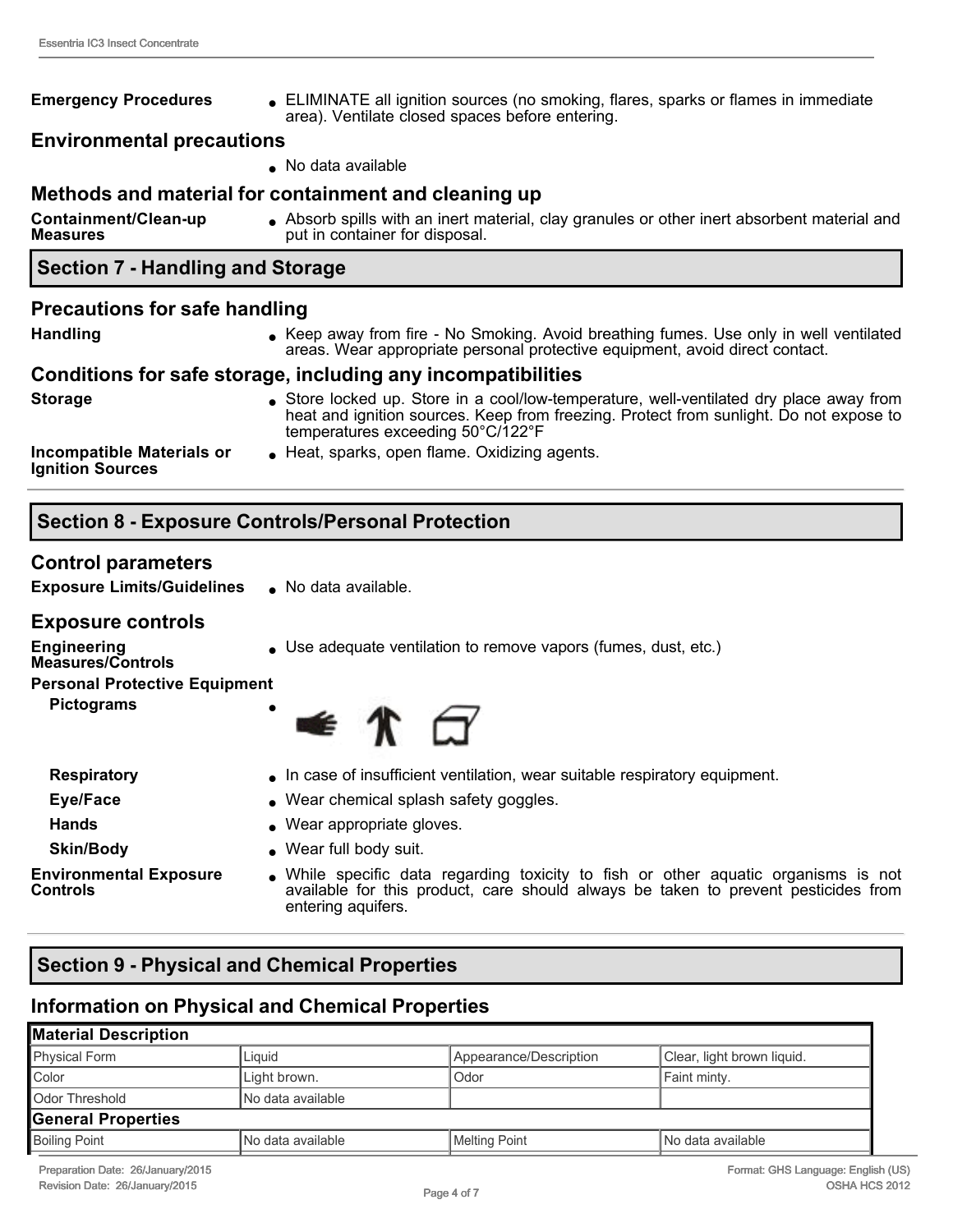**Emergency Procedures**
- ELIMINATE all ignition sources (no smoking, flares, sparks or flames in immediate area). Ventilate closed spaces before entering.

### Environmental precautions

- No data available

### Methods and material for containment and cleaning up

**Containment/Clean-up Measures**
- Absorb spills with an inert material, clay granules or other inert absorbent material and put in container for disposal.

## Section 7 - Handling and Storage

### Precautions for safe handling

**Handling**
- Keep away from fire - No Smoking. Avoid breathing fumes. Use only in well ventilated areas. Wear appropriate personal protective equipment, avoid direct contact.

### Conditions for safe storage, including any incompatibilities

**Storage**
- Store locked up. Store in a cool/low-temperature, well-ventilated dry place away from heat and ignition sources. Keep from freezing. Protect from sunlight. Do not expose to temperatures exceeding 50°C/122°F

**Incompatible Materials or Ignition Sources**
- Heat, sparks, open flame. Oxidizing agents.

## Section 8 - Exposure Controls/Personal Protection

### Control parameters

**Exposure Limits/Guidelines**
- No data available.

### Exposure controls

**Engineering Measures/Controls**
- Use adequate ventilation to remove vapors (fumes, dust, etc.)

**Personal Protective Equipment**

**Pictograms**
- 

**Respiratory**
- In case of insufficient ventilation, wear suitable respiratory equipment.

**Eye/Face**
- Wear chemical splash safety goggles.

**Hands**
- Wear appropriate gloves.

**Skin/Body**
- Wear full body suit.

**Environmental Exposure Controls**
- While specific data regarding toxicity to fish or other aquatic organisms is not available for this product, care should always be taken to prevent pesticides from entering aquifers.

## Section 9 - Physical and Chemical Properties

### Information on Physical and Chemical Properties

| **Material Description** | | | |
|---|---|---|---|
| Physical Form | Liquid | Appearance/Description | Clear, light brown liquid. |
| Color | Light brown. | Odor | Faint minty. |
| Odor Threshold | No data available | | |
| **General Properties** | | | |
| Boiling Point | No data available | Melting Point | No data available |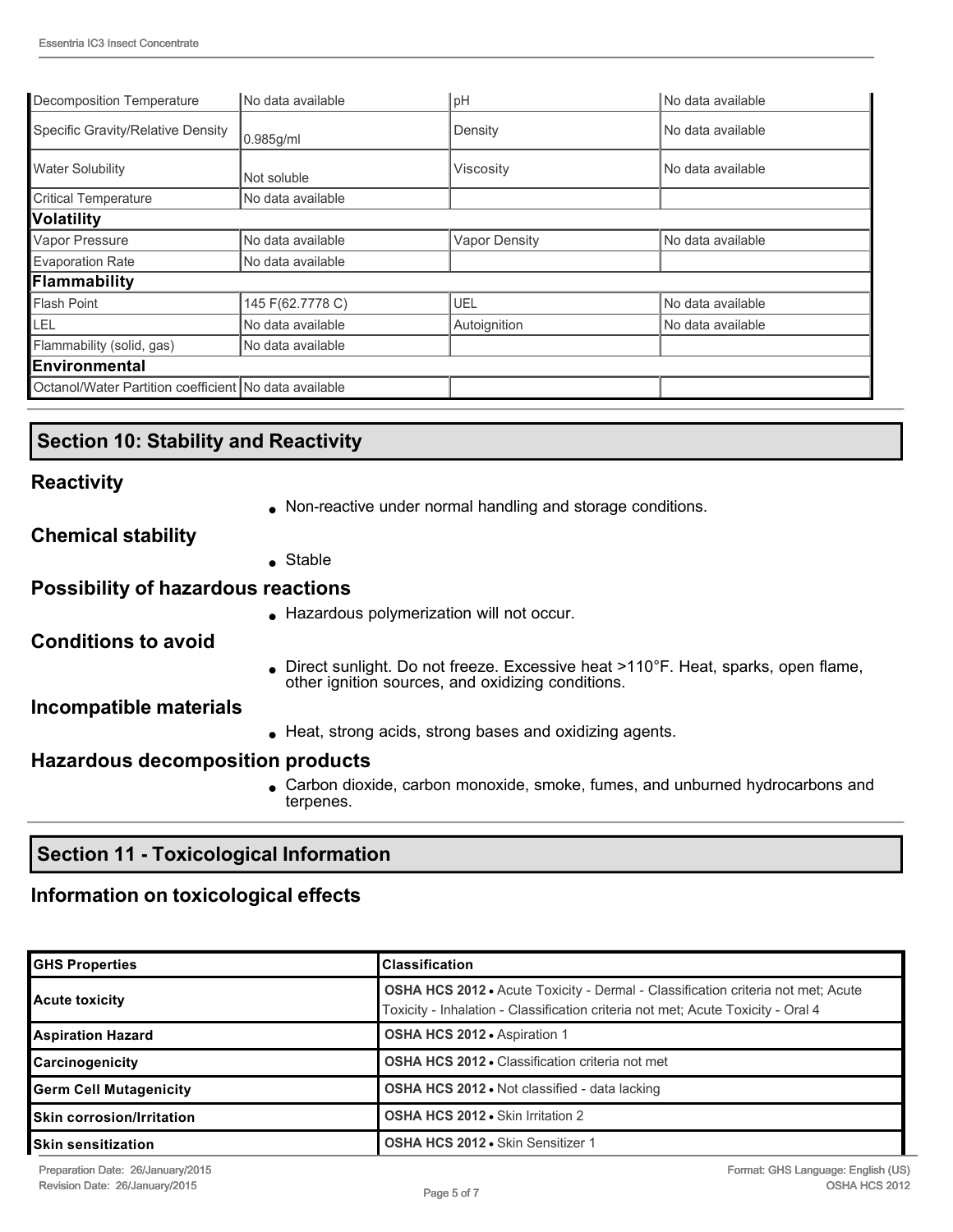| | | | |
|---|---|---|---|
| Decomposition Temperature | No data available | pH | No data available |
| Specific Gravity/Relative Density | 0.985g/ml | Density | No data available |
| Water Solubility | Not soluble | Viscosity | No data available |
| Critical Temperature | No data available | | |
| **Volatility** | | | |
| Vapor Pressure | No data available | Vapor Density | No data available |
| Evaporation Rate | No data available | | |
| **Flammability** | | | |
| Flash Point | 145 F(62.7778 C) | UEL | No data available |
| LEL | No data available | Autoignition | No data available |
| Flammability (solid, gas) | No data available | | |
| **Environmental** | | | |
| Octanol/Water Partition coefficient | No data available | | |

## Section 10: Stability and Reactivity

### Reactivity

- Non-reactive under normal handling and storage conditions.

### Chemical stability

- Stable

### Possibility of hazardous reactions

- Hazardous polymerization will not occur.

### Conditions to avoid

- Direct sunlight. Do not freeze. Excessive heat >110°F. Heat, sparks, open flame, other ignition sources, and oxidizing conditions.

### Incompatible materials

- Heat, strong acids, strong bases and oxidizing agents.

### Hazardous decomposition products

- Carbon dioxide, carbon monoxide, smoke, fumes, and unburned hydrocarbons and terpenes.

## Section 11 - Toxicological Information

### Information on toxicological effects

| GHS Properties | Classification |
|---|---|
| **Acute toxicity** | **OSHA HCS 2012** • Acute Toxicity - Dermal - Classification criteria not met; Acute Toxicity - Inhalation - Classification criteria not met; Acute Toxicity - Oral 4 |
| **Aspiration Hazard** | **OSHA HCS 2012** • Aspiration 1 |
| **Carcinogenicity** | **OSHA HCS 2012** • Classification criteria not met |
| **Germ Cell Mutagenicity** | **OSHA HCS 2012** • Not classified - data lacking |
| **Skin corrosion/Irritation** | **OSHA HCS 2012** • Skin Irritation 2 |
| **Skin sensitization** | **OSHA HCS 2012** • Skin Sensitizer 1 |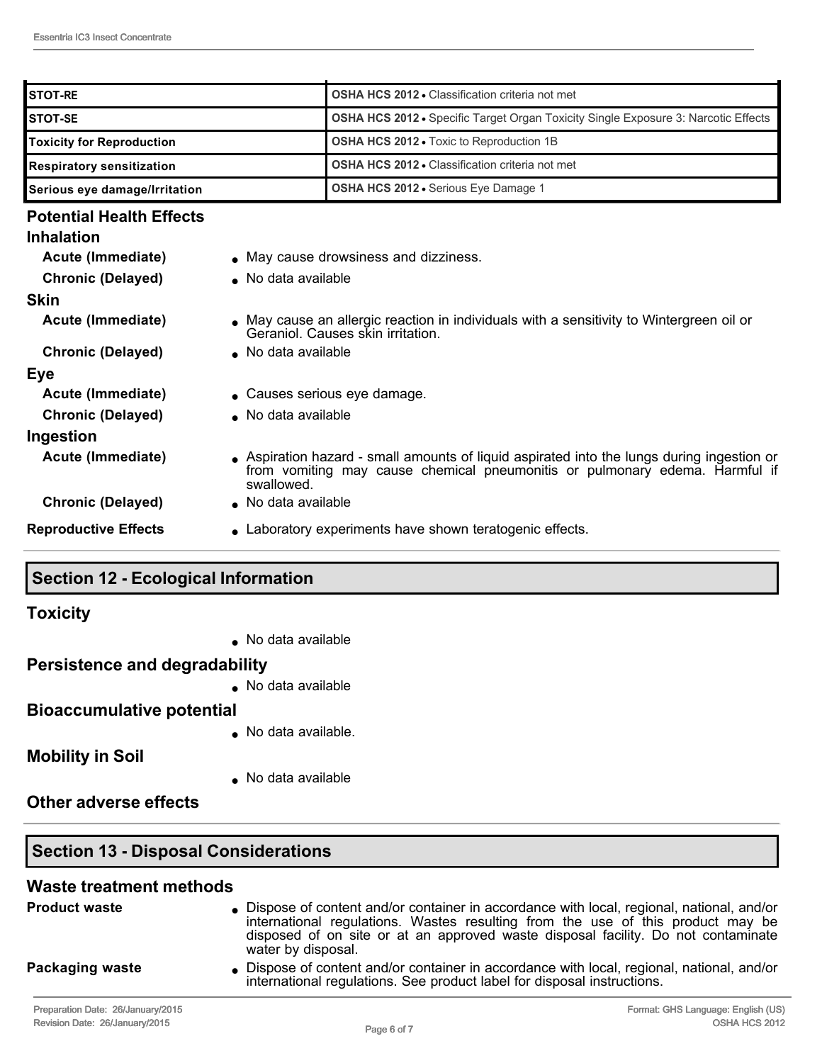| | |
|---|---|
| **STOT-RE** | **OSHA HCS 2012** • Classification criteria not met |
| **STOT-SE** | **OSHA HCS 2012** • Specific Target Organ Toxicity Single Exposure 3: Narcotic Effects |
| **Toxicity for Reproduction** | **OSHA HCS 2012** • Toxic to Reproduction 1B |
| **Respiratory sensitization** | **OSHA HCS 2012** • Classification criteria not met |
| **Serious eye damage/Irritation** | **OSHA HCS 2012** • Serious Eye Damage 1 |

### Potential Health Effects

#### Inhalation

**Acute (Immediate)**
- May cause drowsiness and dizziness.

**Chronic (Delayed)**
- No data available

#### Skin

**Acute (Immediate)**
- May cause an allergic reaction in individuals with a sensitivity to Wintergreen oil or Geraniol. Causes skin irritation.

**Chronic (Delayed)**
- No data available

#### Eye

**Acute (Immediate)**
- Causes serious eye damage.

**Chronic (Delayed)**
- No data available

#### Ingestion

**Acute (Immediate)**
- Aspiration hazard - small amounts of liquid aspirated into the lungs during ingestion or from vomiting may cause chemical pneumonitis or pulmonary edema. Harmful if swallowed.

**Chronic (Delayed)**
- No data available

**Reproductive Effects**
- Laboratory experiments have shown teratogenic effects.

## Section 12 - Ecological Information

### Toxicity

- No data available

### Persistence and degradability

- No data available

### Bioaccumulative potential

- No data available.

### Mobility in Soil

- No data available

### Other adverse effects

## Section 13 - Disposal Considerations

### Waste treatment methods

**Product waste**
- Dispose of content and/or container in accordance with local, regional, national, and/or international regulations. Wastes resulting from the use of this product may be disposed of on site or at an approved waste disposal facility. Do not contaminate water by disposal.

**Packaging waste**
- Dispose of content and/or container in accordance with local, regional, national, and/or international regulations. See product label for disposal instructions.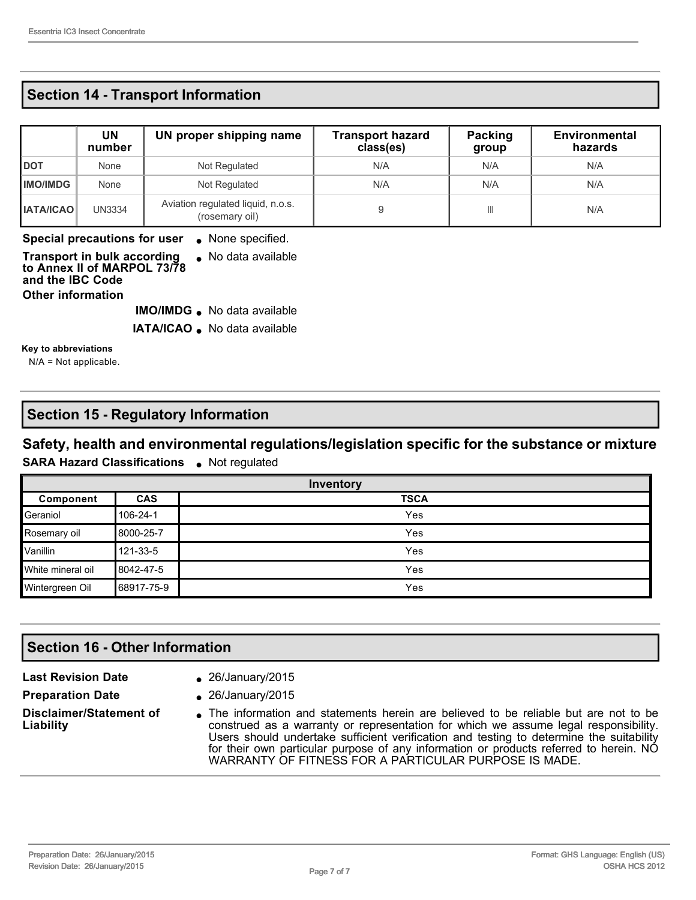## Section 14 - Transport Information

| | UN number | UN proper shipping name | Transport hazard class(es) | Packing group | Environmental hazards |
|---|---|---|---|---|---|
| **DOT** | None | Not Regulated | N/A | N/A | N/A |
| **IMO/IMDG** | None | Not Regulated | N/A | N/A | N/A |
| **IATA/ICAO** | UN3334 | Aviation regulated liquid, n.o.s. (rosemary oil) | 9 | III | N/A |

**Special precautions for user** • None specified.

**Transport in bulk according to Annex II of MARPOL 73/78 and the IBC Code** • No data available

**Other information**

**IMO/IMDG** • No data available

**IATA/ICAO** • No data available

**Key to abbreviations**

N/A = Not applicable.

## Section 15 - Regulatory Information

### Safety, health and environmental regulations/legislation specific for the substance or mixture

**SARA Hazard Classifications** • Not regulated

| Inventory | | |
|---|---|---|
| **Component** | **CAS** | **TSCA** |
| Geraniol | 106-24-1 | Yes |
| Rosemary oil | 8000-25-7 | Yes |
| Vanillin | 121-33-5 | Yes |
| White mineral oil | 8042-47-5 | Yes |
| Wintergreen Oil | 68917-75-9 | Yes |

## Section 16 - Other Information

**Last Revision Date** • 26/January/2015

**Preparation Date** • 26/January/2015

**Disclaimer/Statement of Liability** • The information and statements herein are believed to be reliable but are not to be construed as a warranty or representation for which we assume legal responsibility. Users should undertake sufficient verification and testing to determine the suitability for their own particular purpose of any information or products referred to herein. NO WARRANTY OF FITNESS FOR A PARTICULAR PURPOSE IS MADE.